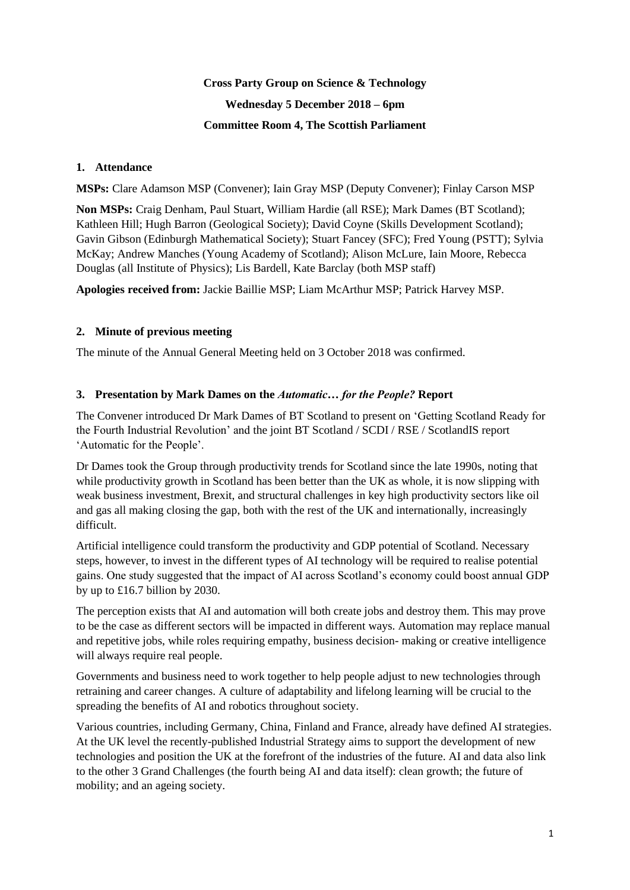**Cross Party Group on Science & Technology**

**Wednesday 5 December 2018 – 6pm**

**Committee Room 4, The Scottish Parliament**

## 1. Attendance

**MSPs:** Clare Adamson MSP (Convener); Iain Gray MSP (Deputy Convener); Finlay Carson MSP

**Non MSPs:** Craig Denham, Paul Stuart, William Hardie (all RSE); Mark Dames (BT Scotland); Kathleen Hill; Hugh Barron (Geological Society); David Coyne (Skills Development Scotland); Gavin Gibson (Edinburgh Mathematical Society); Stuart Fancey (SFC); Fred Young (PSTT); Sylvia McKay; Andrew Manches (Young Academy of Scotland); Alison McLure, Iain Moore, Rebecca Douglas (all Institute of Physics); Lis Bardell, Kate Barclay (both MSP staff)

**Apologies received from:** Jackie Baillie MSP; Liam McArthur MSP; Patrick Harvey MSP.

## 2. Minute of previous meeting

The minute of the Annual General Meeting held on 3 October 2018 was confirmed.

## 3. Presentation by Mark Dames on the *Automatic… for the People?* Report

The Convener introduced Dr Mark Dames of BT Scotland to present on 'Getting Scotland Ready for the Fourth Industrial Revolution' and the joint BT Scotland / SCDI / RSE / ScotlandIS report 'Automatic for the People'.

Dr Dames took the Group through productivity trends for Scotland since the late 1990s, noting that while productivity growth in Scotland has been better than the UK as whole, it is now slipping with weak business investment, Brexit, and structural challenges in key high productivity sectors like oil and gas all making closing the gap, both with the rest of the UK and internationally, increasingly difficult.

Artificial intelligence could transform the productivity and GDP potential of Scotland. Necessary steps, however, to invest in the different types of AI technology will be required to realise potential gains. One study suggested that the impact of AI across Scotland's economy could boost annual GDP by up to £16.7 billion by 2030.

The perception exists that AI and automation will both create jobs and destroy them. This may prove to be the case as different sectors will be impacted in different ways. Automation may replace manual and repetitive jobs, while roles requiring empathy, business decision- making or creative intelligence will always require real people.

Governments and business need to work together to help people adjust to new technologies through retraining and career changes. A culture of adaptability and lifelong learning will be crucial to the spreading the benefits of AI and robotics throughout society.

Various countries, including Germany, China, Finland and France, already have defined AI strategies. At the UK level the recently-published Industrial Strategy aims to support the development of new technologies and position the UK at the forefront of the industries of the future. AI and data also link to the other 3 Grand Challenges (the fourth being AI and data itself): clean growth; the future of mobility; and an ageing society.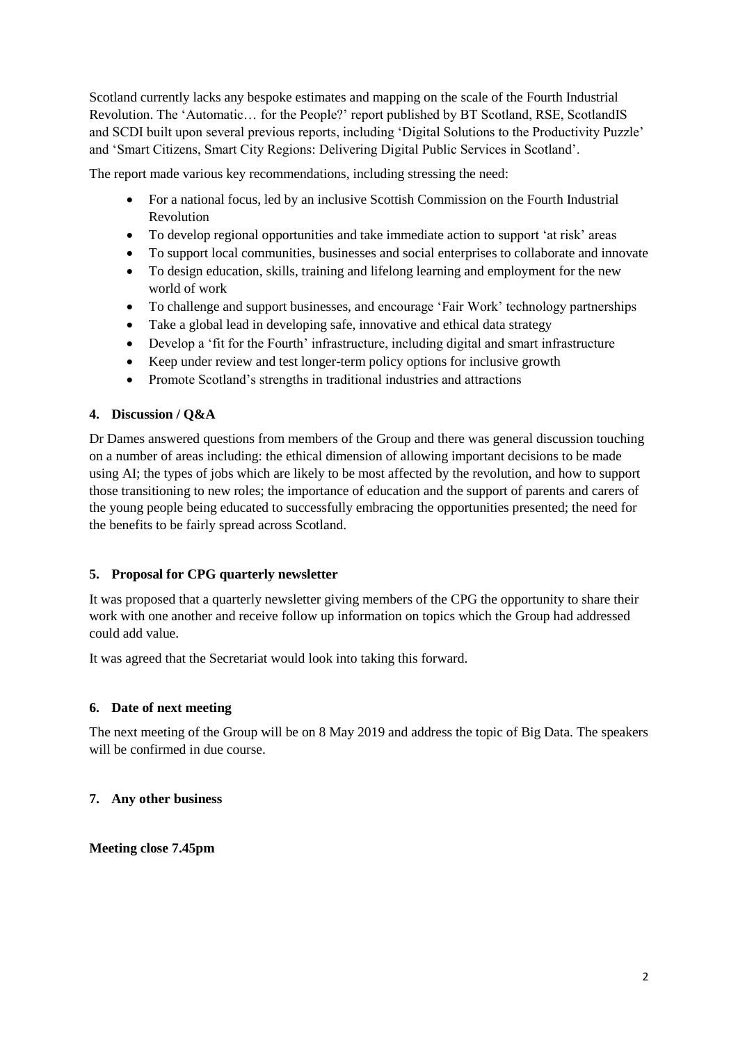Scotland currently lacks any bespoke estimates and mapping on the scale of the Fourth Industrial Revolution. The 'Automatic… for the People?' report published by BT Scotland, RSE, ScotlandIS and SCDI built upon several previous reports, including 'Digital Solutions to the Productivity Puzzle' and 'Smart Citizens, Smart City Regions: Delivering Digital Public Services in Scotland'.

The report made various key recommendations, including stressing the need:

- For a national focus, led by an inclusive Scottish Commission on the Fourth Industrial Revolution
- To develop regional opportunities and take immediate action to support 'at risk' areas
- To support local communities, businesses and social enterprises to collaborate and innovate
- To design education, skills, training and lifelong learning and employment for the new world of work
- To challenge and support businesses, and encourage 'Fair Work' technology partnerships
- Take a global lead in developing safe, innovative and ethical data strategy
- Develop a 'fit for the Fourth' infrastructure, including digital and smart infrastructure
- Keep under review and test longer-term policy options for inclusive growth
- Promote Scotland's strengths in traditional industries and attractions

**4. Discussion / Q&A**

Dr Dames answered questions from members of the Group and there was general discussion touching on a number of areas including: the ethical dimension of allowing important decisions to be made using AI; the types of jobs which are likely to be most affected by the revolution, and how to support those transitioning to new roles; the importance of education and the support of parents and carers of the young people being educated to successfully embracing the opportunities presented; the need for the benefits to be fairly spread across Scotland.

**5. Proposal for CPG quarterly newsletter**

It was proposed that a quarterly newsletter giving members of the CPG the opportunity to share their work with one another and receive follow up information on topics which the Group had addressed could add value.

It was agreed that the Secretariat would look into taking this forward.

**6. Date of next meeting**

The next meeting of the Group will be on 8 May 2019 and address the topic of Big Data. The speakers will be confirmed in due course.

**7. Any other business**

**Meeting close 7.45pm**